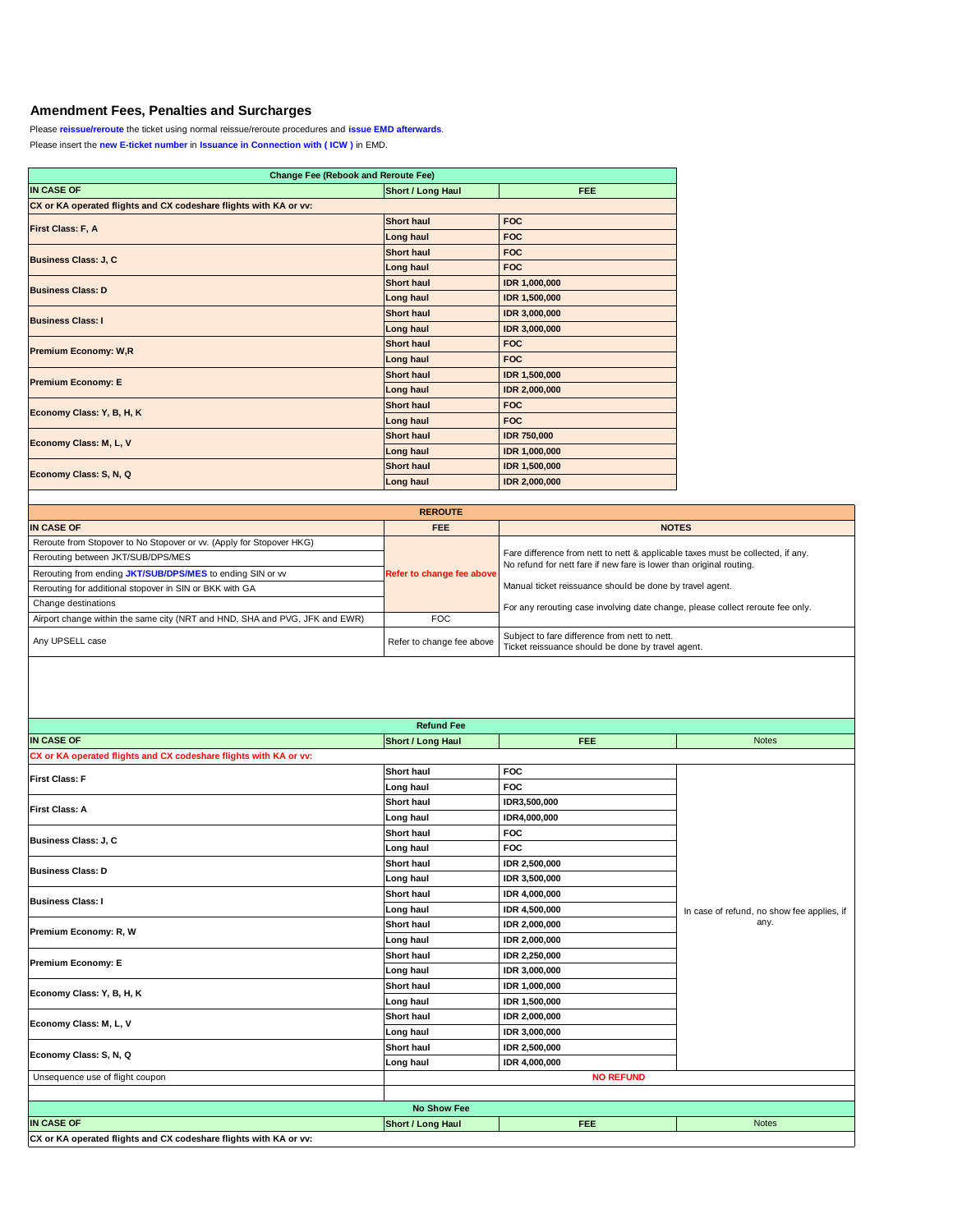## Amendment Fees, Penalties and Surcharges

Please **reissue/reroute** the ticket using normal reissue/reroute procedures and **issue EMD afterwards**.

Please insert the **new E-ticket number** in **Issuance in Connection with ( ICW )** in EMD.

| Change Fee (Rebook and Reroute Fee) | | |
|---|---|---|
| **IN CASE OF** | **Short / Long Haul** | **FEE** |
| **CX or KA operated flights and CX codeshare flights with KA or vv:** | | |
| **First Class: F, A** | **Short haul** | **FOC** |
| | **Long haul** | **FOC** |
| **Business Class: J, C** | **Short haul** | **FOC** |
| | **Long haul** | **FOC** |
| **Business Class: D** | **Short haul** | **IDR 1,000,000** |
| | **Long haul** | **IDR 1,500,000** |
| **Business Class: I** | **Short haul** | **IDR 3,000,000** |
| | **Long haul** | **IDR 3,000,000** |
| **Premium Economy: W,R** | **Short haul** | **FOC** |
| | **Long haul** | **FOC** |
| **Premium Economy: E** | **Short haul** | **IDR 1,500,000** |
| | **Long haul** | **IDR 2,000,000** |
| **Economy Class: Y, B, H, K** | **Short haul** | **FOC** |
| | **Long haul** | **FOC** |
| **Economy Class: M, L, V** | **Short haul** | **IDR 750,000** |
| | **Long haul** | **IDR 1,000,000** |
| **Economy Class: S, N, Q** | **Short haul** | **IDR 1,500,000** |
| | **Long haul** | **IDR 2,000,000** |

| REROUTE | | |
|---|---|---|
| **IN CASE OF** | **FEE** | **NOTES** |
| Reroute from Stopover to No Stopover or vv. (Apply for Stopover HKG) | **Refer to change fee above** | Fare difference from nett to nett & applicable taxes must be collected, if any. No refund for nett fare if new fare is lower than original routing. Manual ticket reissuance should be done by travel agent. For any rerouting case involving date change, please collect reroute fee only. |
| Rerouting between JKT/SUB/DPS/MES | | |
| Rerouting from ending **JKT/SUB/DPS/MES** to ending SIN or vv | | |
| Rerouting for additional stopover in SIN or BKK with GA | | |
| Change destinations | | |
| Airport change within the same city (NRT and HND, SHA and PVG, JFK and EWR) | FOC | |
| Any UPSELL case | Refer to change fee above | Subject to fare difference from nett to nett. Ticket reissuance should be done by travel agent. |

| Refund Fee | | | |
|---|---|---|---|
| **IN CASE OF** | **Short / Long Haul** | **FEE** | Notes |
| **CX or KA operated flights and CX codeshare flights with KA or vv:** | | | |
| **First Class: F** | **Short haul** | **FOC** | In case of refund, no show fee applies, if any. |
| | **Long haul** | **FOC** | |
| **First Class: A** | **Short haul** | **IDR3,500,000** | |
| | **Long haul** | **IDR4,000,000** | |
| **Business Class: J, C** | **Short haul** | **FOC** | |
| | **Long haul** | **FOC** | |
| **Business Class: D** | **Short haul** | **IDR 2,500,000** | |
| | **Long haul** | **IDR 3,500,000** | |
| **Business Class: I** | **Short haul** | **IDR 4,000,000** | |
| | **Long haul** | **IDR 4,500,000** | |
| **Premium Economy: R, W** | **Short haul** | **IDR 2,000,000** | |
| | **Long haul** | **IDR 2,000,000** | |
| **Premium Economy: E** | **Short haul** | **IDR 2,250,000** | |
| | **Long haul** | **IDR 3,000,000** | |
| **Economy Class: Y, B, H, K** | **Short haul** | **IDR 1,000,000** | |
| | **Long haul** | **IDR 1,500,000** | |
| **Economy Class: M, L, V** | **Short haul** | **IDR 2,000,000** | |
| | **Long haul** | **IDR 3,000,000** | |
| **Economy Class: S, N, Q** | **Short haul** | **IDR 2,500,000** | |
| | **Long haul** | **IDR 4,000,000** | |
| Unsequence use of flight coupon | **NO REFUND** | | |

| No Show Fee | | | |
|---|---|---|---|
| **IN CASE OF** | **Short / Long Haul** | **FEE** | Notes |
| **CX or KA operated flights and CX codeshare flights with KA or vv:** | | | |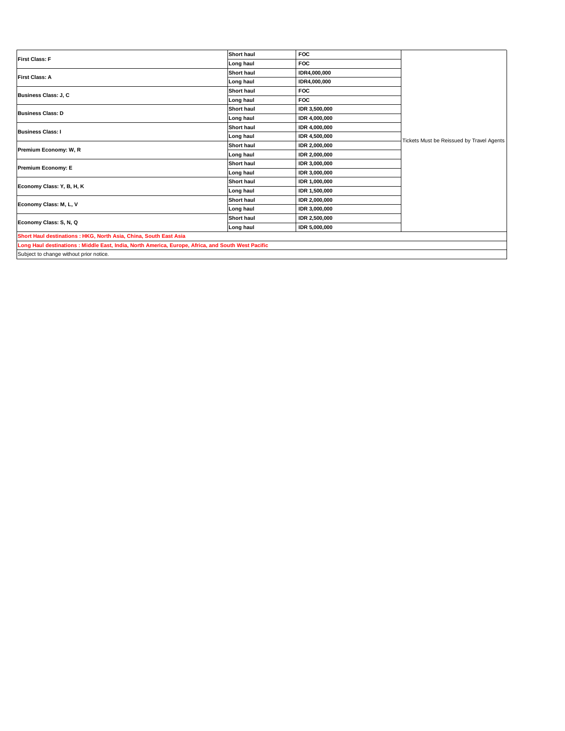| | | | |
|---|---|---|---|
| **First Class: F** | **Short haul** | **FOC** | Tickets Must be Reissued by Travel Agents |
| | **Long haul** | **FOC** | |
| **First Class: A** | **Short haul** | **IDR4,000,000** | |
| | **Long haul** | **IDR4,000,000** | |
| **Business Class: J, C** | **Short haul** | **FOC** | |
| | **Long haul** | **FOC** | |
| **Business Class: D** | **Short haul** | **IDR 3,500,000** | |
| | **Long haul** | **IDR 4,000,000** | |
| **Business Class: I** | **Short haul** | **IDR 4,000,000** | |
| | **Long haul** | **IDR 4,500,000** | |
| **Premium Economy: W, R** | **Short haul** | **IDR 2,000,000** | |
| | **Long haul** | **IDR 2,000,000** | |
| **Premium Economy: E** | **Short haul** | **IDR 3,000,000** | |
| | **Long haul** | **IDR 3,000,000** | |
| **Economy Class: Y, B, H, K** | **Short haul** | **IDR 1,000,000** | |
| | **Long haul** | **IDR 1,500,000** | |
| **Economy Class: M, L, V** | **Short haul** | **IDR 2,000,000** | |
| | **Long haul** | **IDR 3,000,000** | |
| **Economy Class: S, N, Q** | **Short haul** | **IDR 2,500,000** | |
| | **Long haul** | **IDR 5,000,000** | |
| **Short Haul destinations : HKG, North Asia, China, South East Asia** | | | |
| **Long Haul destinations : Middle East, India, North America, Europe, Africa, and South West Pacific** | | | |
| Subject to change without prior notice. | | | |